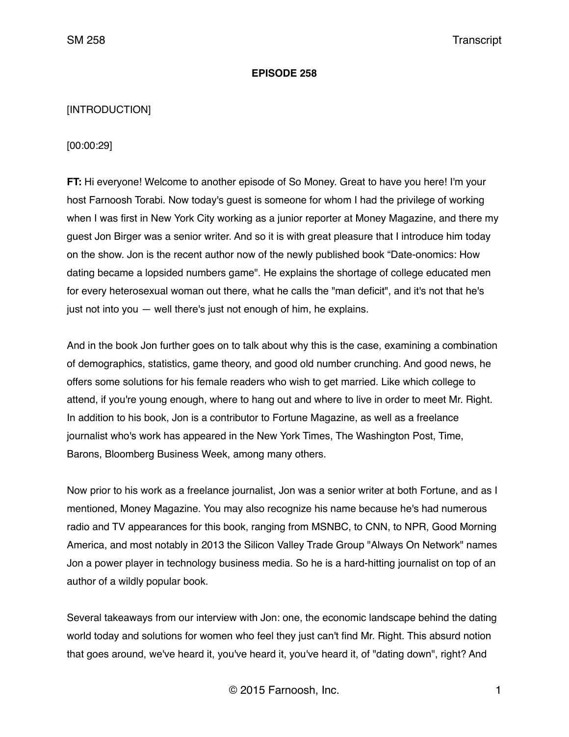**EPISODE 258**

[INTRODUCTION]

[00:00:29]

**FT:** Hi everyone! Welcome to another episode of So Money. Great to have you here! I'm your host Farnoosh Torabi. Now today's guest is someone for whom I had the privilege of working when I was first in New York City working as a junior reporter at Money Magazine, and there my guest Jon Birger was a senior writer. And so it is with great pleasure that I introduce him today on the show. Jon is the recent author now of the newly published book "Date-onomics: How dating became a lopsided numbers game". He explains the shortage of college educated men for every heterosexual woman out there, what he calls the "man deficit", and it's not that he's just not into you — well there's just not enough of him, he explains.

And in the book Jon further goes on to talk about why this is the case, examining a combination of demographics, statistics, game theory, and good old number crunching. And good news, he offers some solutions for his female readers who wish to get married. Like which college to attend, if you're young enough, where to hang out and where to live in order to meet Mr. Right. In addition to his book, Jon is a contributor to Fortune Magazine, as well as a freelance journalist who's work has appeared in the New York Times, The Washington Post, Time, Barons, Bloomberg Business Week, among many others.

Now prior to his work as a freelance journalist, Jon was a senior writer at both Fortune, and as I mentioned, Money Magazine. You may also recognize his name because he's had numerous radio and TV appearances for this book, ranging from MSNBC, to CNN, to NPR, Good Morning America, and most notably in 2013 the Silicon Valley Trade Group "Always On Network" names Jon a power player in technology business media. So he is a hard-hitting journalist on top of an author of a wildly popular book.

Several takeaways from our interview with Jon: one, the economic landscape behind the dating world today and solutions for women who feel they just can't find Mr. Right. This absurd notion that goes around, we've heard it, you've heard it, you've heard it, of "dating down", right? And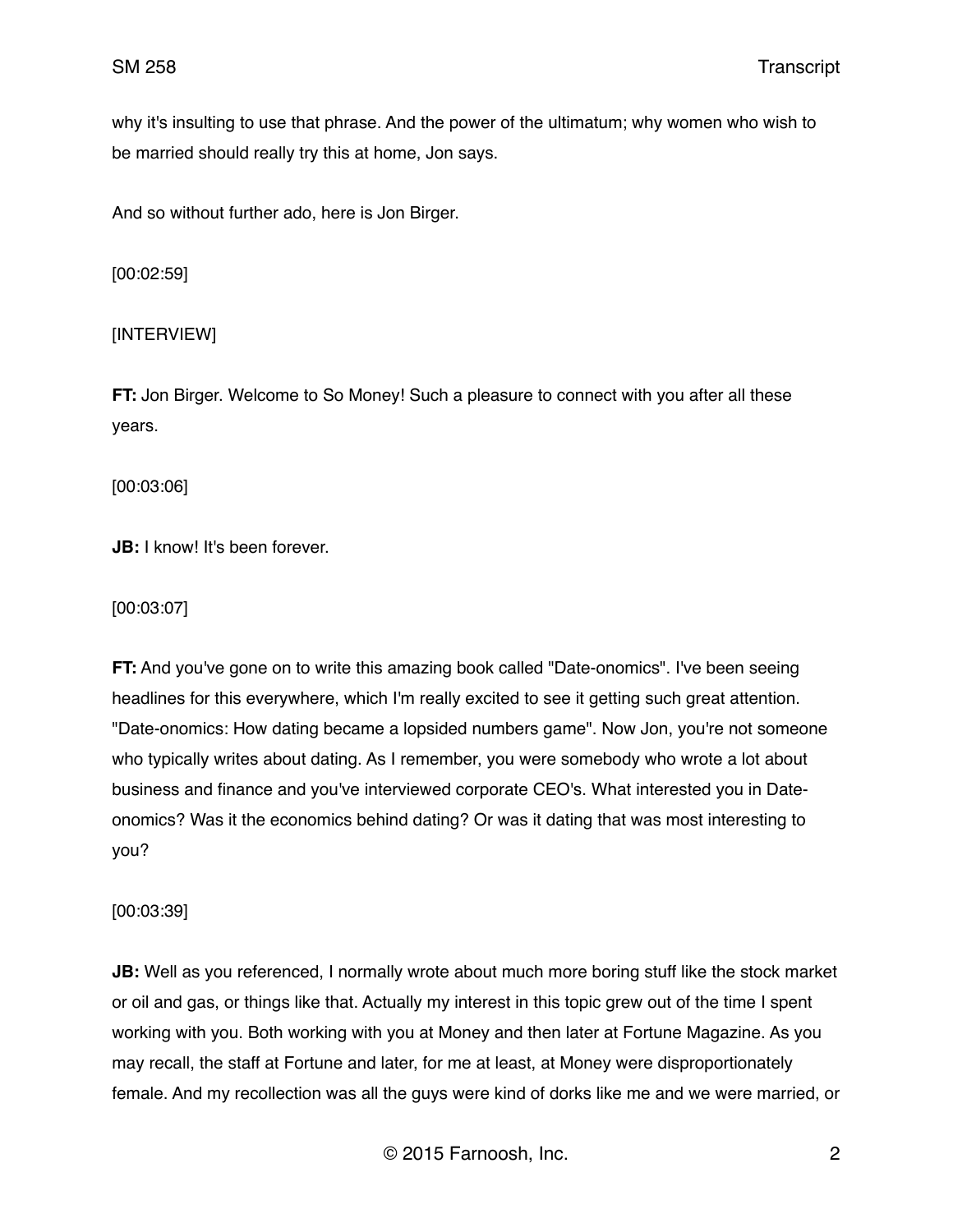why it's insulting to use that phrase. And the power of the ultimatum; why women who wish to be married should really try this at home, Jon says.

And so without further ado, here is Jon Birger.

[00:02:59]

[INTERVIEW]

**FT:** Jon Birger. Welcome to So Money! Such a pleasure to connect with you after all these years.

[00:03:06]

**JB:** I know! It's been forever.

[00:03:07]

**FT:** And you've gone on to write this amazing book called "Date-onomics". I've been seeing headlines for this everywhere, which I'm really excited to see it getting such great attention. "Date-onomics: How dating became a lopsided numbers game". Now Jon, you're not someone who typically writes about dating. As I remember, you were somebody who wrote a lot about business and finance and you've interviewed corporate CEO's. What interested you in Date-onomics? Was it the economics behind dating? Or was it dating that was most interesting to you?

[00:03:39]

**JB:** Well as you referenced, I normally wrote about much more boring stuff like the stock market or oil and gas, or things like that. Actually my interest in this topic grew out of the time I spent working with you. Both working with you at Money and then later at Fortune Magazine. As you may recall, the staff at Fortune and later, for me at least, at Money were disproportionately female. And my recollection was all the guys were kind of dorks like me and we were married, or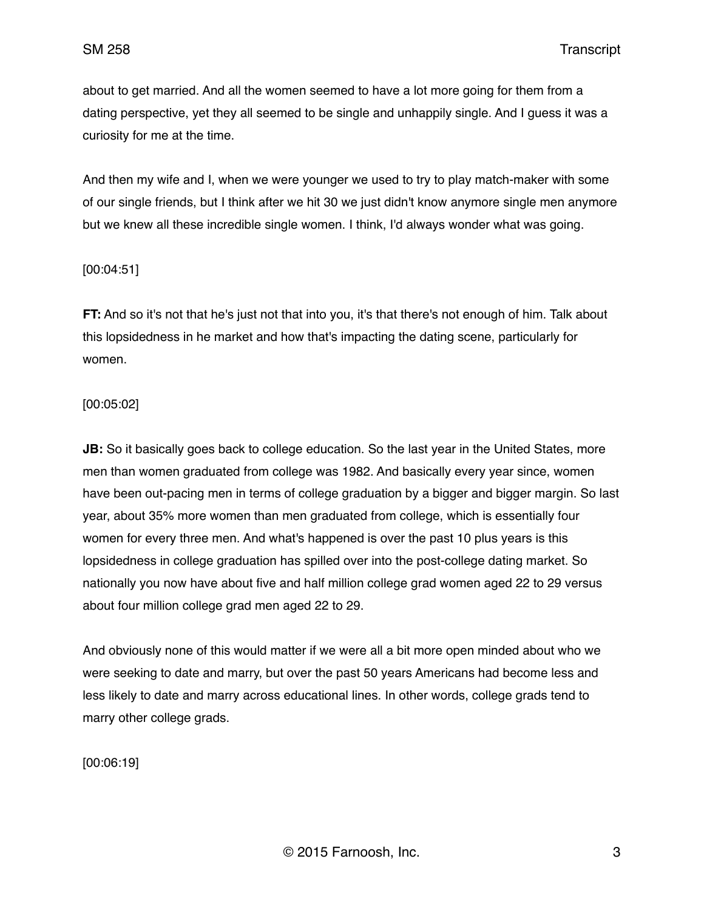about to get married. And all the women seemed to have a lot more going for them from a dating perspective, yet they all seemed to be single and unhappily single. And I guess it was a curiosity for me at the time.

And then my wife and I, when we were younger we used to try to play match-maker with some of our single friends, but I think after we hit 30 we just didn't know anymore single men anymore but we knew all these incredible single women. I think, I'd always wonder what was going.

[00:04:51]

**FT:** And so it's not that he's just not that into you, it's that there's not enough of him. Talk about this lopsidedness in he market and how that's impacting the dating scene, particularly for women.

[00:05:02]

**JB:** So it basically goes back to college education. So the last year in the United States, more men than women graduated from college was 1982. And basically every year since, women have been out-pacing men in terms of college graduation by a bigger and bigger margin. So last year, about 35% more women than men graduated from college, which is essentially four women for every three men. And what's happened is over the past 10 plus years is this lopsidedness in college graduation has spilled over into the post-college dating market. So nationally you now have about five and half million college grad women aged 22 to 29 versus about four million college grad men aged 22 to 29.

And obviously none of this would matter if we were all a bit more open minded about who we were seeking to date and marry, but over the past 50 years Americans had become less and less likely to date and marry across educational lines. In other words, college grads tend to marry other college grads.

[00:06:19]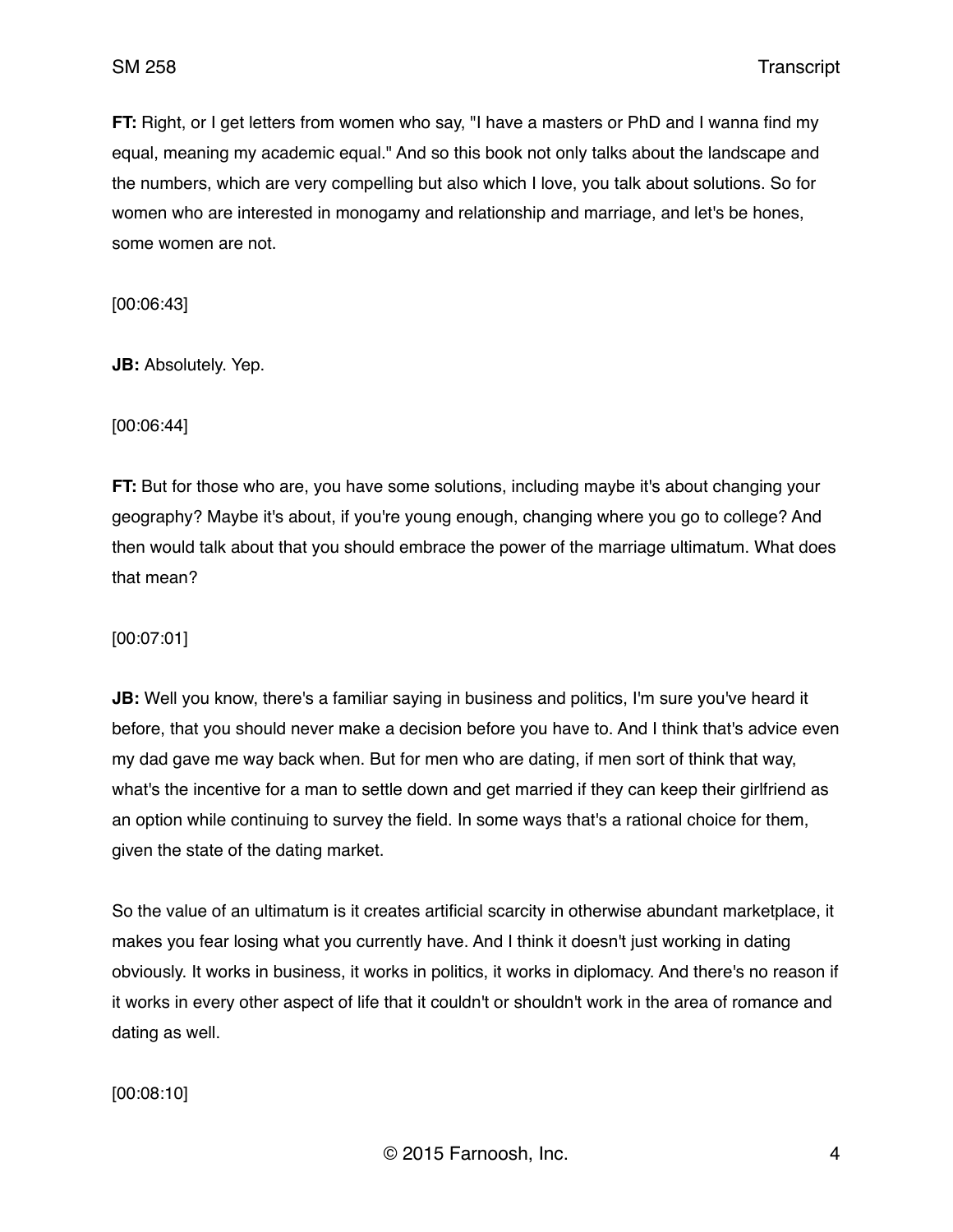**FT:** Right, or I get letters from women who say, "I have a masters or PhD and I wanna find my equal, meaning my academic equal." And so this book not only talks about the landscape and the numbers, which are very compelling but also which I love, you talk about solutions. So for women who are interested in monogamy and relationship and marriage, and let's be hones, some women are not.

[00:06:43]

**JB:** Absolutely. Yep.

[00:06:44]

**FT:** But for those who are, you have some solutions, including maybe it's about changing your geography? Maybe it's about, if you're young enough, changing where you go to college? And then would talk about that you should embrace the power of the marriage ultimatum. What does that mean?

[00:07:01]

**JB:** Well you know, there's a familiar saying in business and politics, I'm sure you've heard it before, that you should never make a decision before you have to. And I think that's advice even my dad gave me way back when. But for men who are dating, if men sort of think that way, what's the incentive for a man to settle down and get married if they can keep their girlfriend as an option while continuing to survey the field. In some ways that's a rational choice for them, given the state of the dating market.

So the value of an ultimatum is it creates artificial scarcity in otherwise abundant marketplace, it makes you fear losing what you currently have. And I think it doesn't just working in dating obviously. It works in business, it works in politics, it works in diplomacy. And there's no reason if it works in every other aspect of life that it couldn't or shouldn't work in the area of romance and dating as well.

[00:08:10]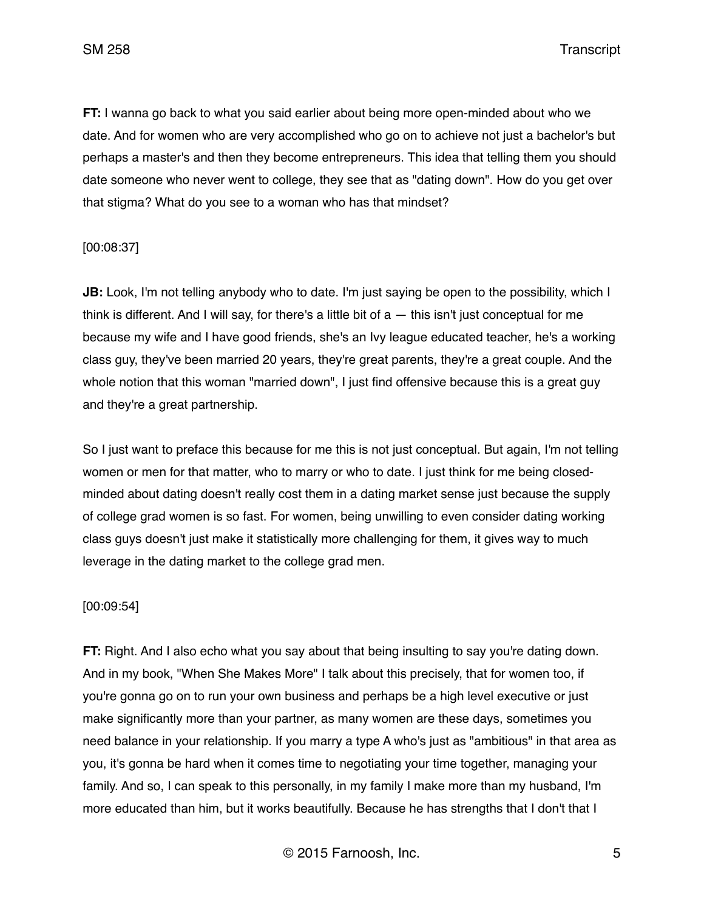**FT:** I wanna go back to what you said earlier about being more open-minded about who we date. And for women who are very accomplished who go on to achieve not just a bachelor's but perhaps a master's and then they become entrepreneurs. This idea that telling them you should date someone who never went to college, they see that as "dating down". How do you get over that stigma? What do you see to a woman who has that mindset?

[00:08:37]

**JB:** Look, I'm not telling anybody who to date. I'm just saying be open to the possibility, which I think is different. And I will say, for there's a little bit of a — this isn't just conceptual for me because my wife and I have good friends, she's an Ivy league educated teacher, he's a working class guy, they've been married 20 years, they're great parents, they're a great couple. And the whole notion that this woman "married down", I just find offensive because this is a great guy and they're a great partnership.

So I just want to preface this because for me this is not just conceptual. But again, I'm not telling women or men for that matter, who to marry or who to date. I just think for me being closed-minded about dating doesn't really cost them in a dating market sense just because the supply of college grad women is so fast. For women, being unwilling to even consider dating working class guys doesn't just make it statistically more challenging for them, it gives way to much leverage in the dating market to the college grad men.

[00:09:54]

**FT:** Right. And I also echo what you say about that being insulting to say you're dating down. And in my book, "When She Makes More" I talk about this precisely, that for women too, if you're gonna go on to run your own business and perhaps be a high level executive or just make significantly more than your partner, as many women are these days, sometimes you need balance in your relationship. If you marry a type A who's just as "ambitious" in that area as you, it's gonna be hard when it comes time to negotiating your time together, managing your family. And so, I can speak to this personally, in my family I make more than my husband, I'm more educated than him, but it works beautifully. Because he has strengths that I don't that I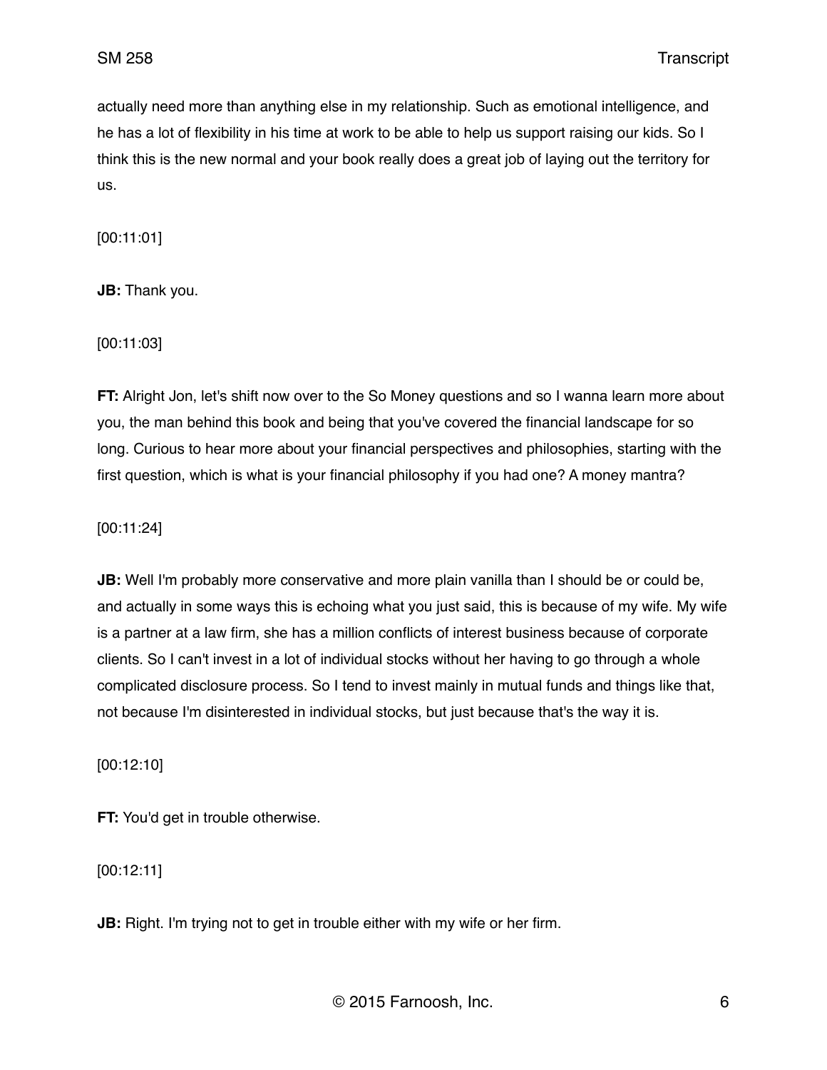actually need more than anything else in my relationship. Such as emotional intelligence, and he has a lot of flexibility in his time at work to be able to help us support raising our kids. So I think this is the new normal and your book really does a great job of laying out the territory for us.

[00:11:01]

**JB:** Thank you.

[00:11:03]

**FT:** Alright Jon, let's shift now over to the So Money questions and so I wanna learn more about you, the man behind this book and being that you've covered the financial landscape for so long. Curious to hear more about your financial perspectives and philosophies, starting with the first question, which is what is your financial philosophy if you had one? A money mantra?

[00:11:24]

**JB:** Well I'm probably more conservative and more plain vanilla than I should be or could be, and actually in some ways this is echoing what you just said, this is because of my wife. My wife is a partner at a law firm, she has a million conflicts of interest business because of corporate clients. So I can't invest in a lot of individual stocks without her having to go through a whole complicated disclosure process. So I tend to invest mainly in mutual funds and things like that, not because I'm disinterested in individual stocks, but just because that's the way it is.

[00:12:10]

**FT:** You'd get in trouble otherwise.

[00:12:11]

**JB:** Right. I'm trying not to get in trouble either with my wife or her firm.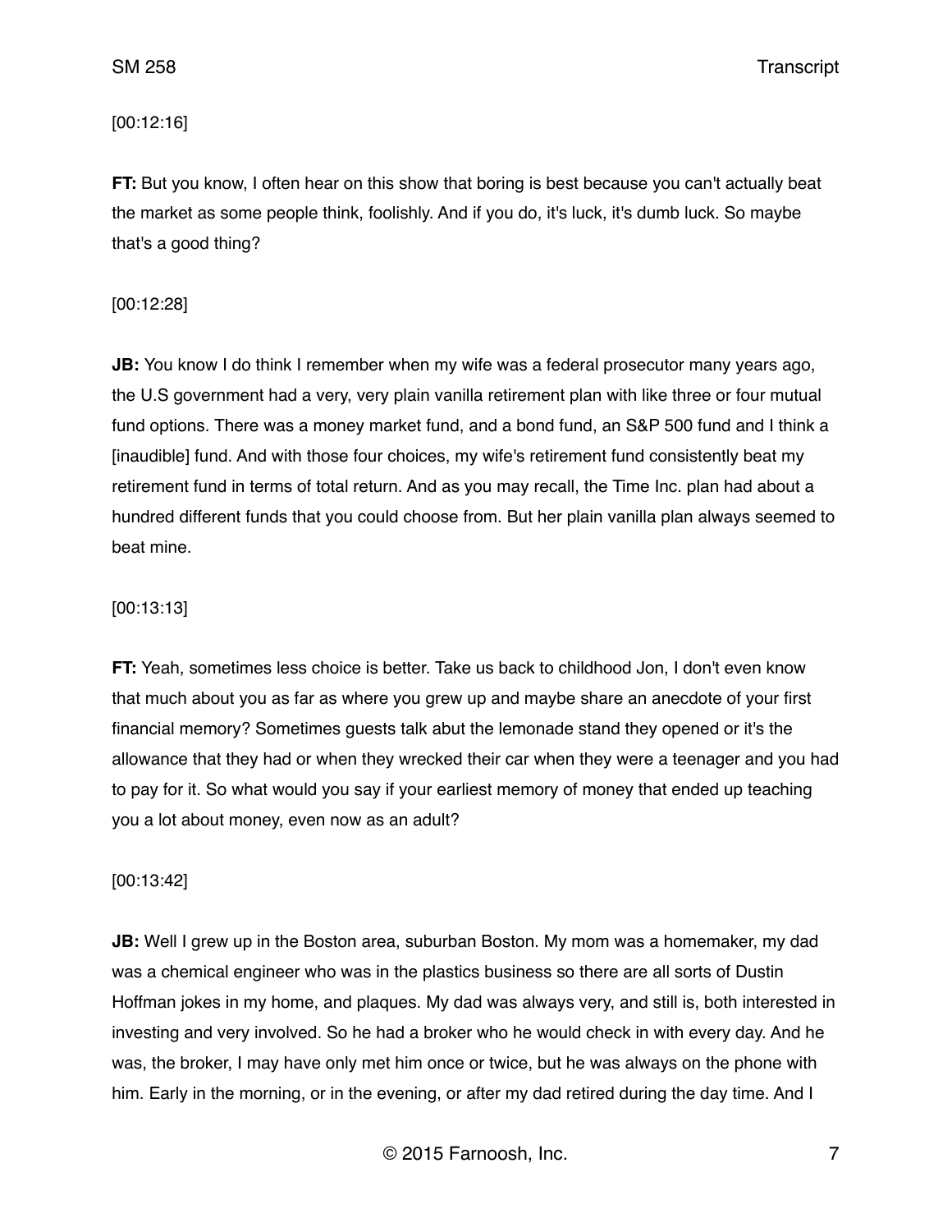[00:12:16]

**FT:** But you know, I often hear on this show that boring is best because you can't actually beat the market as some people think, foolishly. And if you do, it's luck, it's dumb luck. So maybe that's a good thing?

[00:12:28]

**JB:** You know I do think I remember when my wife was a federal prosecutor many years ago, the U.S government had a very, very plain vanilla retirement plan with like three or four mutual fund options. There was a money market fund, and a bond fund, an S&P 500 fund and I think a [inaudible] fund. And with those four choices, my wife's retirement fund consistently beat my retirement fund in terms of total return. And as you may recall, the Time Inc. plan had about a hundred different funds that you could choose from. But her plain vanilla plan always seemed to beat mine.

[00:13:13]

**FT:** Yeah, sometimes less choice is better. Take us back to childhood Jon, I don't even know that much about you as far as where you grew up and maybe share an anecdote of your first financial memory? Sometimes guests talk abut the lemonade stand they opened or it's the allowance that they had or when they wrecked their car when they were a teenager and you had to pay for it. So what would you say if your earliest memory of money that ended up teaching you a lot about money, even now as an adult?

[00:13:42]

**JB:** Well I grew up in the Boston area, suburban Boston. My mom was a homemaker, my dad was a chemical engineer who was in the plastics business so there are all sorts of Dustin Hoffman jokes in my home, and plaques. My dad was always very, and still is, both interested in investing and very involved. So he had a broker who he would check in with every day. And he was, the broker, I may have only met him once or twice, but he was always on the phone with him. Early in the morning, or in the evening, or after my dad retired during the day time. And I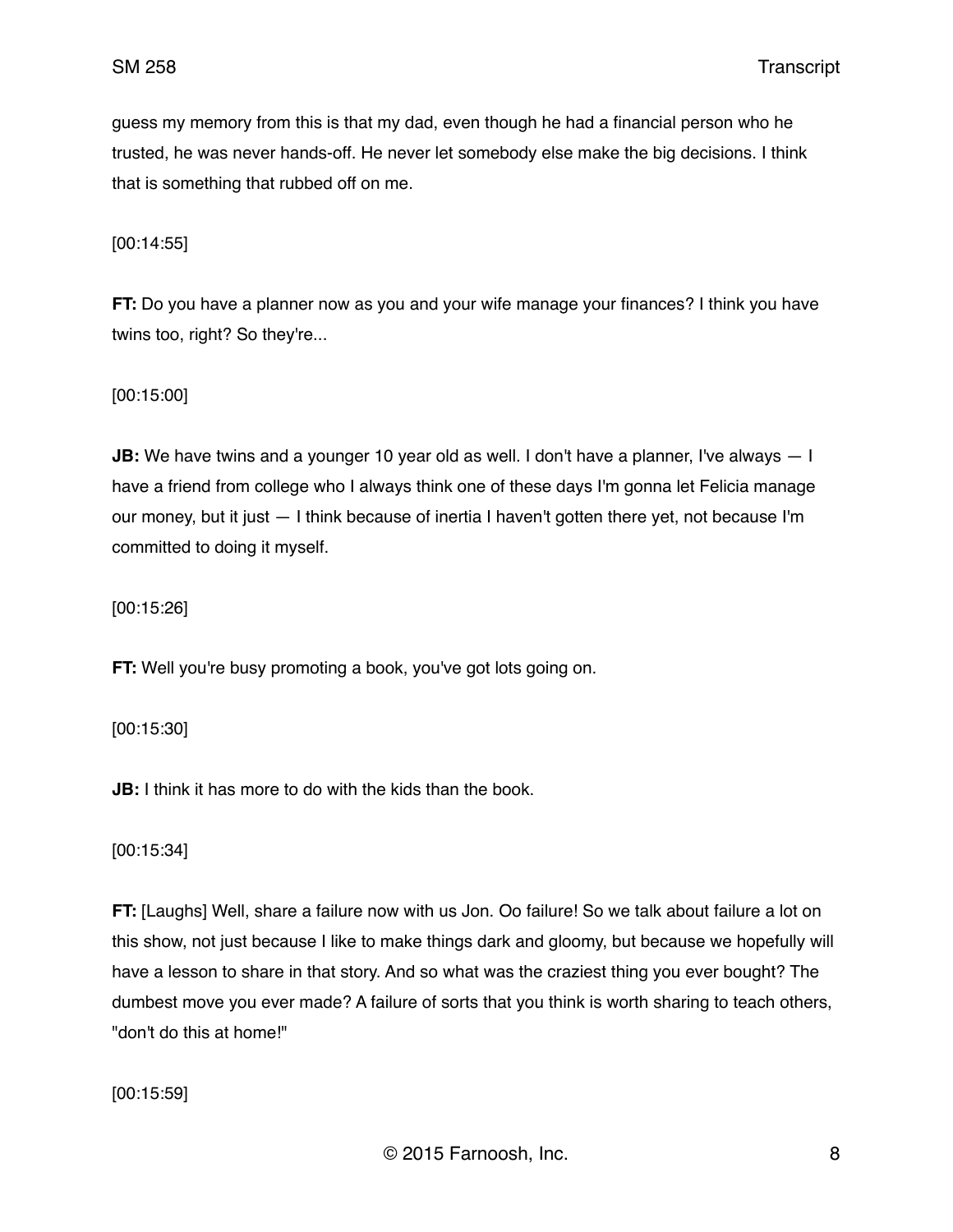guess my memory from this is that my dad, even though he had a financial person who he trusted, he was never hands-off. He never let somebody else make the big decisions. I think that is something that rubbed off on me.

[00:14:55]

**FT:** Do you have a planner now as you and your wife manage your finances? I think you have twins too, right? So they're...

[00:15:00]

**JB:** We have twins and a younger 10 year old as well. I don't have a planner, I've always — I have a friend from college who I always think one of these days I'm gonna let Felicia manage our money, but it just — I think because of inertia I haven't gotten there yet, not because I'm committed to doing it myself.

[00:15:26]

**FT:** Well you're busy promoting a book, you've got lots going on.

[00:15:30]

**JB:** I think it has more to do with the kids than the book.

[00:15:34]

**FT:** [Laughs] Well, share a failure now with us Jon. Oo failure! So we talk about failure a lot on this show, not just because I like to make things dark and gloomy, but because we hopefully will have a lesson to share in that story. And so what was the craziest thing you ever bought? The dumbest move you ever made? A failure of sorts that you think is worth sharing to teach others, "don't do this at home!"

[00:15:59]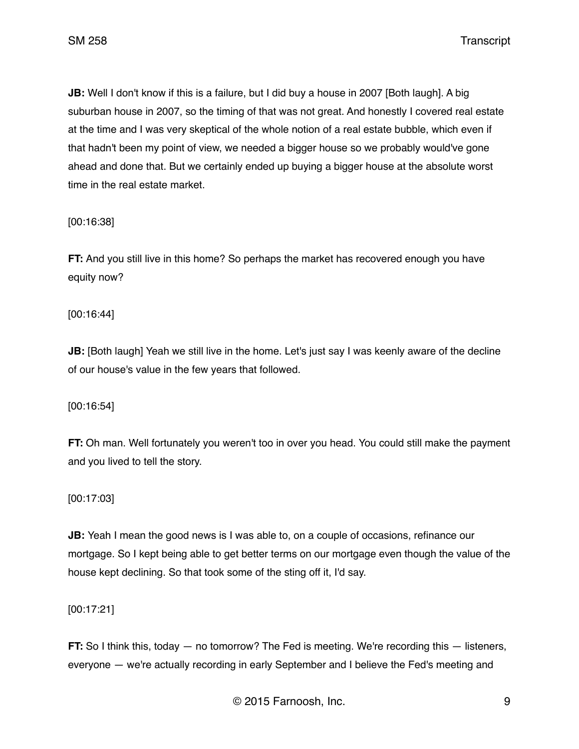**JB:** Well I don't know if this is a failure, but I did buy a house in 2007 [Both laugh]. A big suburban house in 2007, so the timing of that was not great. And honestly I covered real estate at the time and I was very skeptical of the whole notion of a real estate bubble, which even if that hadn't been my point of view, we needed a bigger house so we probably would've gone ahead and done that. But we certainly ended up buying a bigger house at the absolute worst time in the real estate market.

[00:16:38]

**FT:** And you still live in this home? So perhaps the market has recovered enough you have equity now?

[00:16:44]

**JB:** [Both laugh] Yeah we still live in the home. Let's just say I was keenly aware of the decline of our house's value in the few years that followed.

[00:16:54]

**FT:** Oh man. Well fortunately you weren't too in over you head. You could still make the payment and you lived to tell the story.

[00:17:03]

**JB:** Yeah I mean the good news is I was able to, on a couple of occasions, refinance our mortgage. So I kept being able to get better terms on our mortgage even though the value of the house kept declining. So that took some of the sting off it, I'd say.

[00:17:21]

**FT:** So I think this, today — no tomorrow? The Fed is meeting. We're recording this — listeners, everyone — we're actually recording in early September and I believe the Fed's meeting and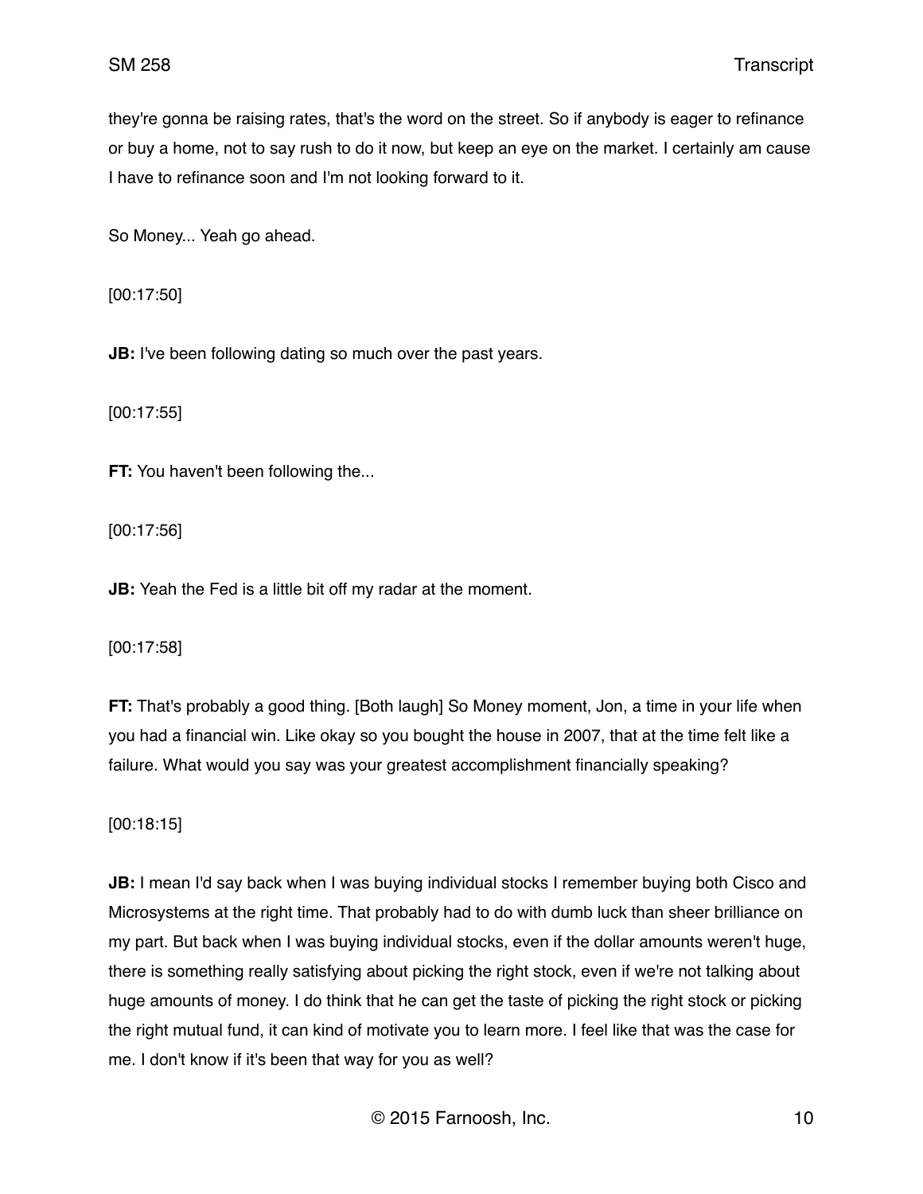they're gonna be raising rates, that's the word on the street. So if anybody is eager to refinance or buy a home, not to say rush to do it now, but keep an eye on the market. I certainly am cause I have to refinance soon and I'm not looking forward to it.

So Money... Yeah go ahead.

[00:17:50]

**JB:** I've been following dating so much over the past years.

[00:17:55]

**FT:** You haven't been following the...

[00:17:56]

**JB:** Yeah the Fed is a little bit off my radar at the moment.

[00:17:58]

**FT:** That's probably a good thing. [Both laugh] So Money moment, Jon, a time in your life when you had a financial win. Like okay so you bought the house in 2007, that at the time felt like a failure. What would you say was your greatest accomplishment financially speaking?

[00:18:15]

**JB:** I mean I'd say back when I was buying individual stocks I remember buying both Cisco and Microsystems at the right time. That probably had to do with dumb luck than sheer brilliance on my part. But back when I was buying individual stocks, even if the dollar amounts weren't huge, there is something really satisfying about picking the right stock, even if we're not talking about huge amounts of money. I do think that he can get the taste of picking the right stock or picking the right mutual fund, it can kind of motivate you to learn more. I feel like that was the case for me. I don't know if it's been that way for you as well?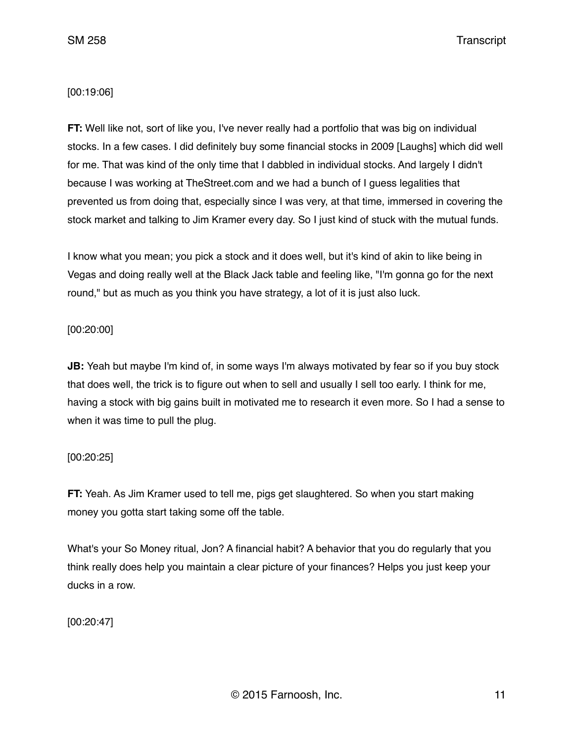[00:19:06]

**FT:** Well like not, sort of like you, I've never really had a portfolio that was big on individual stocks. In a few cases. I did definitely buy some financial stocks in 2009 [Laughs] which did well for me. That was kind of the only time that I dabbled in individual stocks. And largely I didn't because I was working at TheStreet.com and we had a bunch of I guess legalities that prevented us from doing that, especially since I was very, at that time, immersed in covering the stock market and talking to Jim Kramer every day. So I just kind of stuck with the mutual funds.

I know what you mean; you pick a stock and it does well, but it's kind of akin to like being in Vegas and doing really well at the Black Jack table and feeling like, "I'm gonna go for the next round," but as much as you think you have strategy, a lot of it is just also luck.

[00:20:00]

**JB:** Yeah but maybe I'm kind of, in some ways I'm always motivated by fear so if you buy stock that does well, the trick is to figure out when to sell and usually I sell too early. I think for me, having a stock with big gains built in motivated me to research it even more. So I had a sense to when it was time to pull the plug.

[00:20:25]

**FT:** Yeah. As Jim Kramer used to tell me, pigs get slaughtered. So when you start making money you gotta start taking some off the table.

What's your So Money ritual, Jon? A financial habit? A behavior that you do regularly that you think really does help you maintain a clear picture of your finances? Helps you just keep your ducks in a row.

[00:20:47]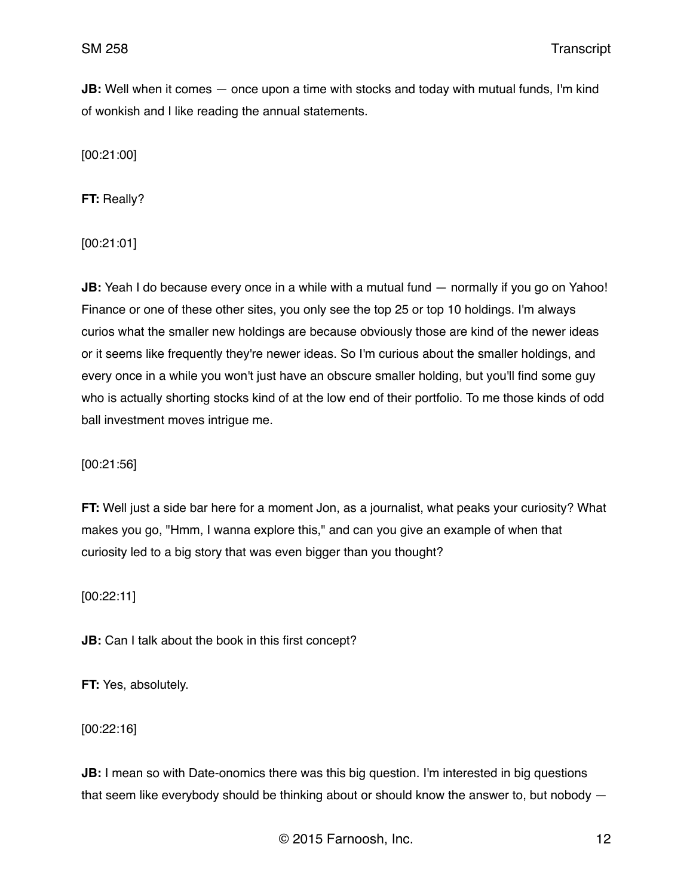**JB:** Well when it comes — once upon a time with stocks and today with mutual funds, I'm kind of wonkish and I like reading the annual statements.

[00:21:00]

**FT:** Really?

[00:21:01]

**JB:** Yeah I do because every once in a while with a mutual fund — normally if you go on Yahoo! Finance or one of these other sites, you only see the top 25 or top 10 holdings. I'm always curios what the smaller new holdings are because obviously those are kind of the newer ideas or it seems like frequently they're newer ideas. So I'm curious about the smaller holdings, and every once in a while you won't just have an obscure smaller holding, but you'll find some guy who is actually shorting stocks kind of at the low end of their portfolio. To me those kinds of odd ball investment moves intrigue me.

[00:21:56]

**FT:** Well just a side bar here for a moment Jon, as a journalist, what peaks your curiosity? What makes you go, "Hmm, I wanna explore this," and can you give an example of when that curiosity led to a big story that was even bigger than you thought?

[00:22:11]

**JB:** Can I talk about the book in this first concept?

**FT:** Yes, absolutely.

[00:22:16]

**JB:** I mean so with Date-onomics there was this big question. I'm interested in big questions that seem like everybody should be thinking about or should know the answer to, but nobody —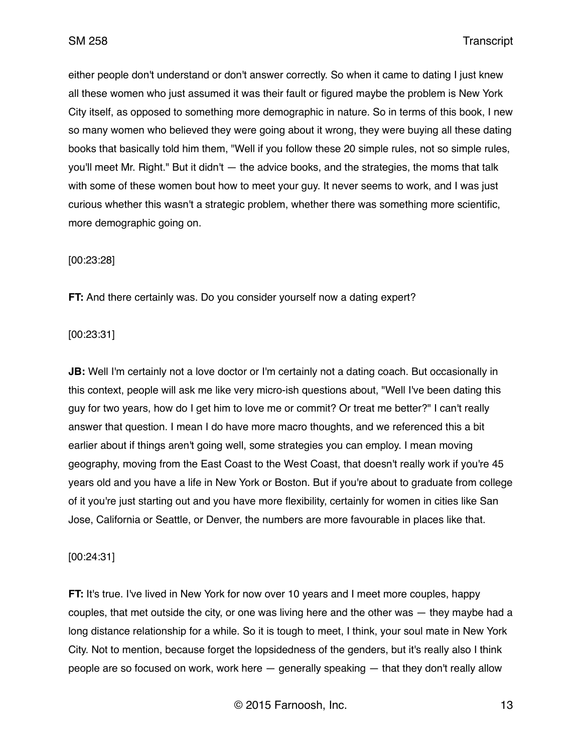either people don't understand or don't answer correctly. So when it came to dating I just knew all these women who just assumed it was their fault or figured maybe the problem is New York City itself, as opposed to something more demographic in nature. So in terms of this book, I new so many women who believed they were going about it wrong, they were buying all these dating books that basically told him them, "Well if you follow these 20 simple rules, not so simple rules, you'll meet Mr. Right." But it didn't — the advice books, and the strategies, the moms that talk with some of these women bout how to meet your guy. It never seems to work, and I was just curious whether this wasn't a strategic problem, whether there was something more scientific, more demographic going on.

[00:23:28]

**FT:** And there certainly was. Do you consider yourself now a dating expert?

[00:23:31]

**JB:** Well I'm certainly not a love doctor or I'm certainly not a dating coach. But occasionally in this context, people will ask me like very micro-ish questions about, "Well I've been dating this guy for two years, how do I get him to love me or commit? Or treat me better?" I can't really answer that question. I mean I do have more macro thoughts, and we referenced this a bit earlier about if things aren't going well, some strategies you can employ. I mean moving geography, moving from the East Coast to the West Coast, that doesn't really work if you're 45 years old and you have a life in New York or Boston. But if you're about to graduate from college of it you're just starting out and you have more flexibility, certainly for women in cities like San Jose, California or Seattle, or Denver, the numbers are more favourable in places like that.

[00:24:31]

**FT:** It's true. I've lived in New York for now over 10 years and I meet more couples, happy couples, that met outside the city, or one was living here and the other was — they maybe had a long distance relationship for a while. So it is tough to meet, I think, your soul mate in New York City. Not to mention, because forget the lopsidedness of the genders, but it's really also I think people are so focused on work, work here — generally speaking — that they don't really allow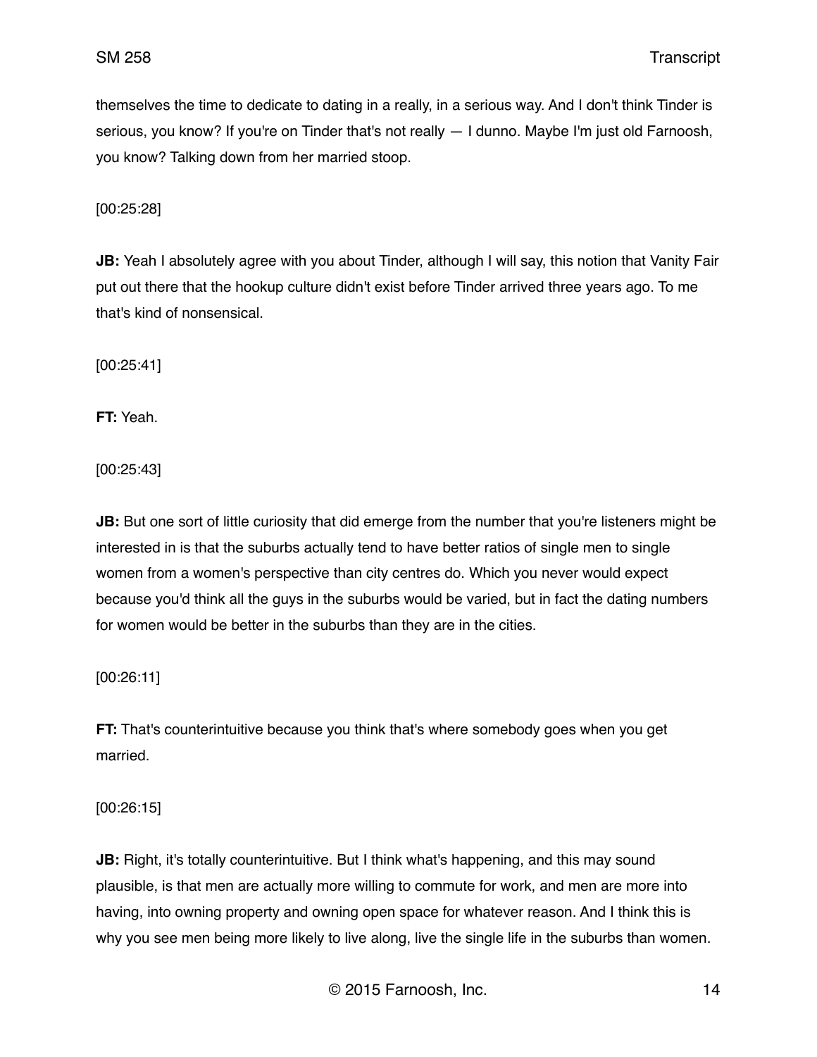themselves the time to dedicate to dating in a really, in a serious way. And I don't think Tinder is serious, you know? If you're on Tinder that's not really — I dunno. Maybe I'm just old Farnoosh, you know? Talking down from her married stoop.

[00:25:28]

**JB:** Yeah I absolutely agree with you about Tinder, although I will say, this notion that Vanity Fair put out there that the hookup culture didn't exist before Tinder arrived three years ago. To me that's kind of nonsensical.

[00:25:41]

**FT:** Yeah.

[00:25:43]

**JB:** But one sort of little curiosity that did emerge from the number that you're listeners might be interested in is that the suburbs actually tend to have better ratios of single men to single women from a women's perspective than city centres do. Which you never would expect because you'd think all the guys in the suburbs would be varied, but in fact the dating numbers for women would be better in the suburbs than they are in the cities.

[00:26:11]

**FT:** That's counterintuitive because you think that's where somebody goes when you get married.

[00:26:15]

**JB:** Right, it's totally counterintuitive. But I think what's happening, and this may sound plausible, is that men are actually more willing to commute for work, and men are more into having, into owning property and owning open space for whatever reason. And I think this is why you see men being more likely to live along, live the single life in the suburbs than women.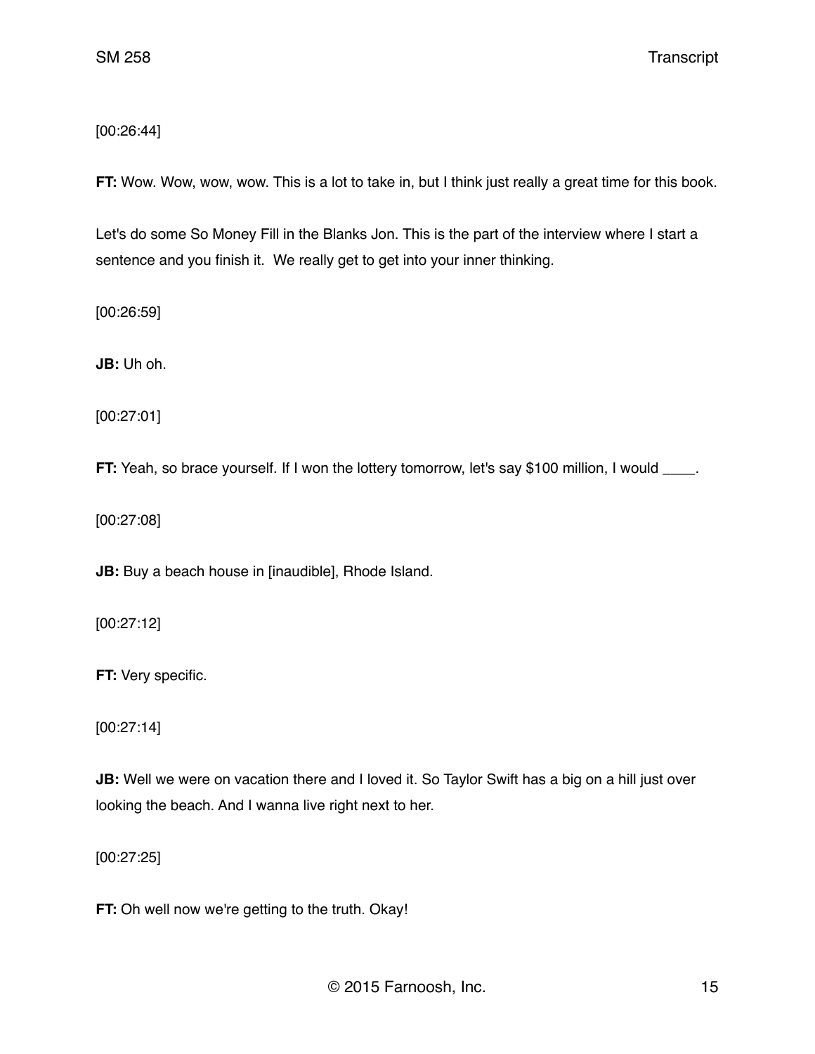[00:26:44]

**FT:** Wow. Wow, wow, wow. This is a lot to take in, but I think just really a great time for this book.

Let's do some So Money Fill in the Blanks Jon. This is the part of the interview where I start a sentence and you finish it.  We really get to get into your inner thinking.

[00:26:59]

**JB:** Uh oh.

[00:27:01]

**FT:** Yeah, so brace yourself. If I won the lottery tomorrow, let's say $100 million, I would ____.

[00:27:08]

**JB:** Buy a beach house in [inaudible], Rhode Island.

[00:27:12]

**FT:** Very specific.

[00:27:14]

**JB:** Well we were on vacation there and I loved it. So Taylor Swift has a big on a hill just over looking the beach. And I wanna live right next to her.

[00:27:25]

**FT:** Oh well now we're getting to the truth. Okay!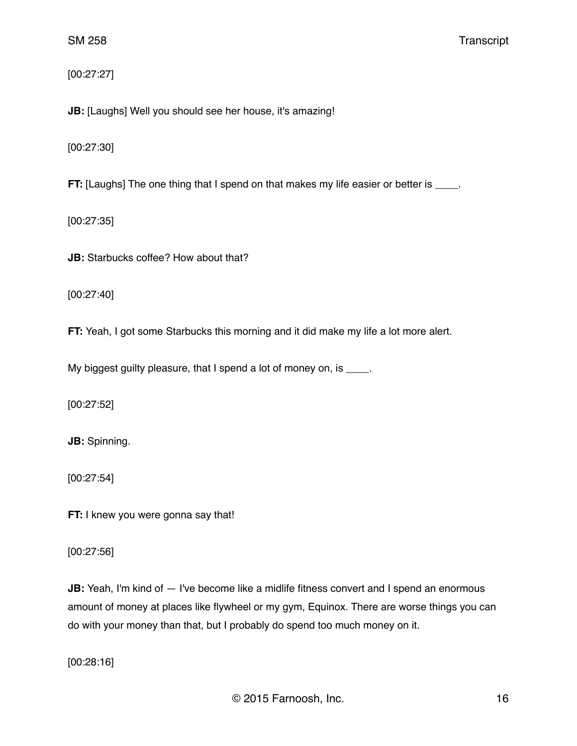[00:27:27]

**JB:** [Laughs] Well you should see her house, it's amazing!

[00:27:30]

**FT:** [Laughs] The one thing that I spend on that makes my life easier or better is ____.

[00:27:35]

**JB:** Starbucks coffee? How about that?

[00:27:40]

**FT:** Yeah, I got some Starbucks this morning and it did make my life a lot more alert.

My biggest guilty pleasure, that I spend a lot of money on, is ____.

[00:27:52]

**JB:** Spinning.

[00:27:54]

**FT:** I knew you were gonna say that!

[00:27:56]

**JB:** Yeah, I'm kind of — I've become like a midlife fitness convert and I spend an enormous amount of money at places like flywheel or my gym, Equinox. There are worse things you can do with your money than that, but I probably do spend too much money on it.

[00:28:16]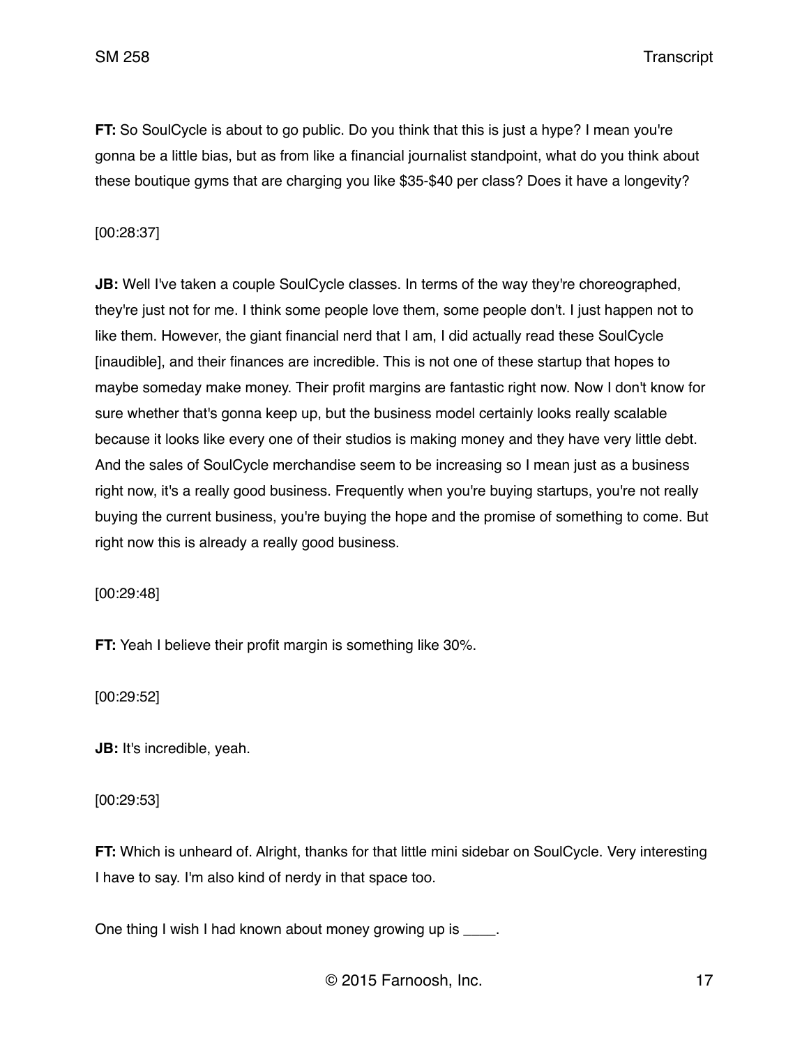**FT:** So SoulCycle is about to go public. Do you think that this is just a hype? I mean you're gonna be a little bias, but as from like a financial journalist standpoint, what do you think about these boutique gyms that are charging you like $35-$40 per class? Does it have a longevity?

[00:28:37]

**JB:** Well I've taken a couple SoulCycle classes. In terms of the way they're choreographed, they're just not for me. I think some people love them, some people don't. I just happen not to like them. However, the giant financial nerd that I am, I did actually read these SoulCycle [inaudible], and their finances are incredible. This is not one of these startup that hopes to maybe someday make money. Their profit margins are fantastic right now. Now I don't know for sure whether that's gonna keep up, but the business model certainly looks really scalable because it looks like every one of their studios is making money and they have very little debt. And the sales of SoulCycle merchandise seem to be increasing so I mean just as a business right now, it's a really good business. Frequently when you're buying startups, you're not really buying the current business, you're buying the hope and the promise of something to come. But right now this is already a really good business.

[00:29:48]

**FT:** Yeah I believe their profit margin is something like 30%.

[00:29:52]

**JB:** It's incredible, yeah.

[00:29:53]

**FT:** Which is unheard of. Alright, thanks for that little mini sidebar on SoulCycle. Very interesting I have to say. I'm also kind of nerdy in that space too.

One thing I wish I had known about money growing up is ____.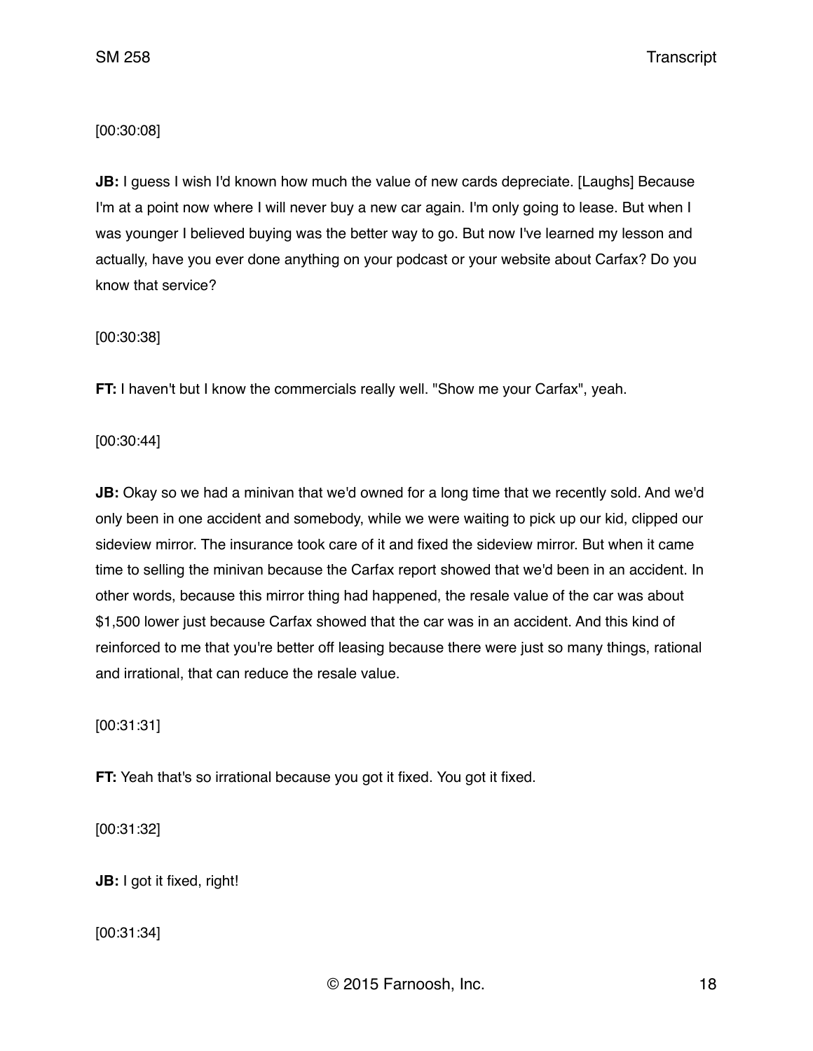[00:30:08]

**JB:** I guess I wish I'd known how much the value of new cards depreciate. [Laughs] Because I'm at a point now where I will never buy a new car again. I'm only going to lease. But when I was younger I believed buying was the better way to go. But now I've learned my lesson and actually, have you ever done anything on your podcast or your website about Carfax? Do you know that service?

[00:30:38]

**FT:** I haven't but I know the commercials really well. "Show me your Carfax", yeah.

[00:30:44]

**JB:** Okay so we had a minivan that we'd owned for a long time that we recently sold. And we'd only been in one accident and somebody, while we were waiting to pick up our kid, clipped our sideview mirror. The insurance took care of it and fixed the sideview mirror. But when it came time to selling the minivan because the Carfax report showed that we'd been in an accident. In other words, because this mirror thing had happened, the resale value of the car was about $1,500 lower just because Carfax showed that the car was in an accident. And this kind of reinforced to me that you're better off leasing because there were just so many things, rational and irrational, that can reduce the resale value.

[00:31:31]

**FT:** Yeah that's so irrational because you got it fixed. You got it fixed.

[00:31:32]

**JB:** I got it fixed, right!

[00:31:34]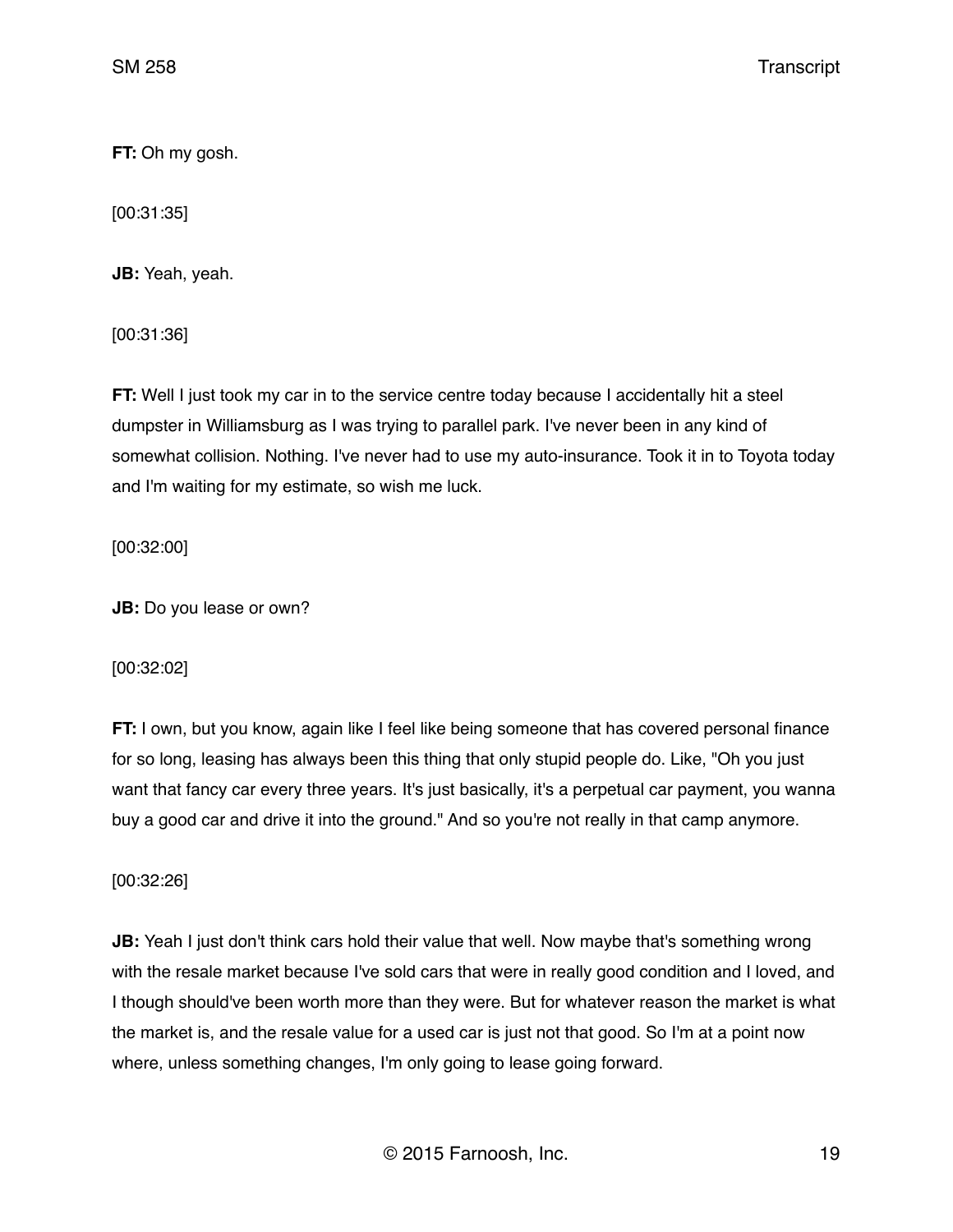**FT:** Oh my gosh.

[00:31:35]

**JB:** Yeah, yeah.

[00:31:36]

**FT:** Well I just took my car in to the service centre today because I accidentally hit a steel dumpster in Williamsburg as I was trying to parallel park. I've never been in any kind of somewhat collision. Nothing. I've never had to use my auto-insurance. Took it in to Toyota today and I'm waiting for my estimate, so wish me luck.

[00:32:00]

**JB:** Do you lease or own?

[00:32:02]

**FT:** I own, but you know, again like I feel like being someone that has covered personal finance for so long, leasing has always been this thing that only stupid people do. Like, "Oh you just want that fancy car every three years. It's just basically, it's a perpetual car payment, you wanna buy a good car and drive it into the ground." And so you're not really in that camp anymore.

[00:32:26]

**JB:** Yeah I just don't think cars hold their value that well. Now maybe that's something wrong with the resale market because I've sold cars that were in really good condition and I loved, and I though should've been worth more than they were. But for whatever reason the market is what the market is, and the resale value for a used car is just not that good. So I'm at a point now where, unless something changes, I'm only going to lease going forward.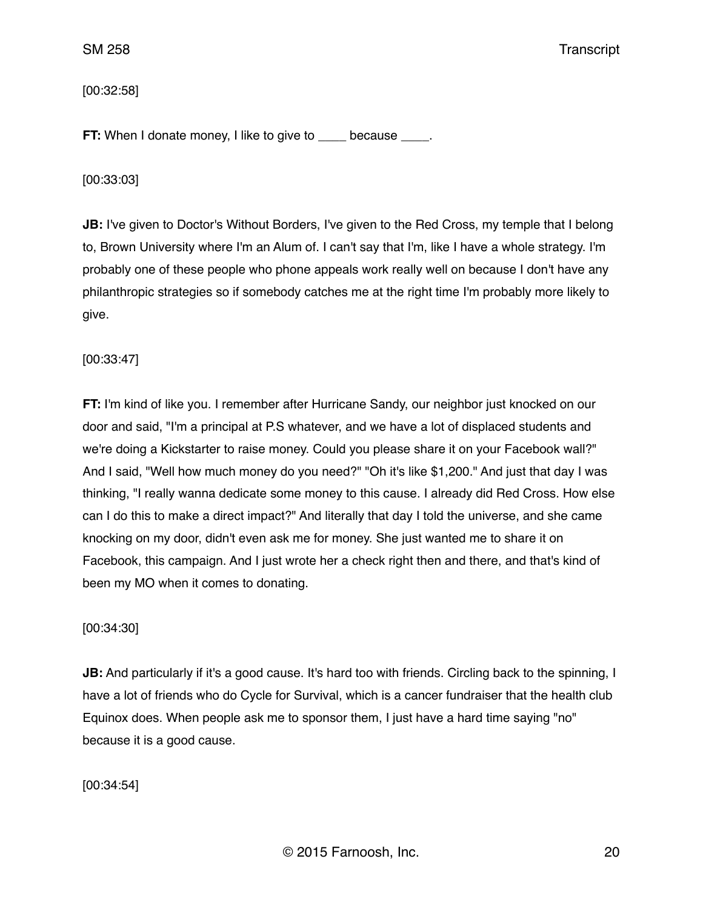[00:32:58]

**FT:** When I donate money, I like to give to ____ because ____.

[00:33:03]

**JB:** I've given to Doctor's Without Borders, I've given to the Red Cross, my temple that I belong to, Brown University where I'm an Alum of. I can't say that I'm, like I have a whole strategy. I'm probably one of these people who phone appeals work really well on because I don't have any philanthropic strategies so if somebody catches me at the right time I'm probably more likely to give.

[00:33:47]

**FT:** I'm kind of like you. I remember after Hurricane Sandy, our neighbor just knocked on our door and said, "I'm a principal at P.S whatever, and we have a lot of displaced students and we're doing a Kickstarter to raise money. Could you please share it on your Facebook wall?" And I said, "Well how much money do you need?" "Oh it's like $1,200." And just that day I was thinking, "I really wanna dedicate some money to this cause. I already did Red Cross. How else can I do this to make a direct impact?" And literally that day I told the universe, and she came knocking on my door, didn't even ask me for money. She just wanted me to share it on Facebook, this campaign. And I just wrote her a check right then and there, and that's kind of been my MO when it comes to donating.

[00:34:30]

**JB:** And particularly if it's a good cause. It's hard too with friends. Circling back to the spinning, I have a lot of friends who do Cycle for Survival, which is a cancer fundraiser that the health club Equinox does. When people ask me to sponsor them, I just have a hard time saying "no" because it is a good cause.

[00:34:54]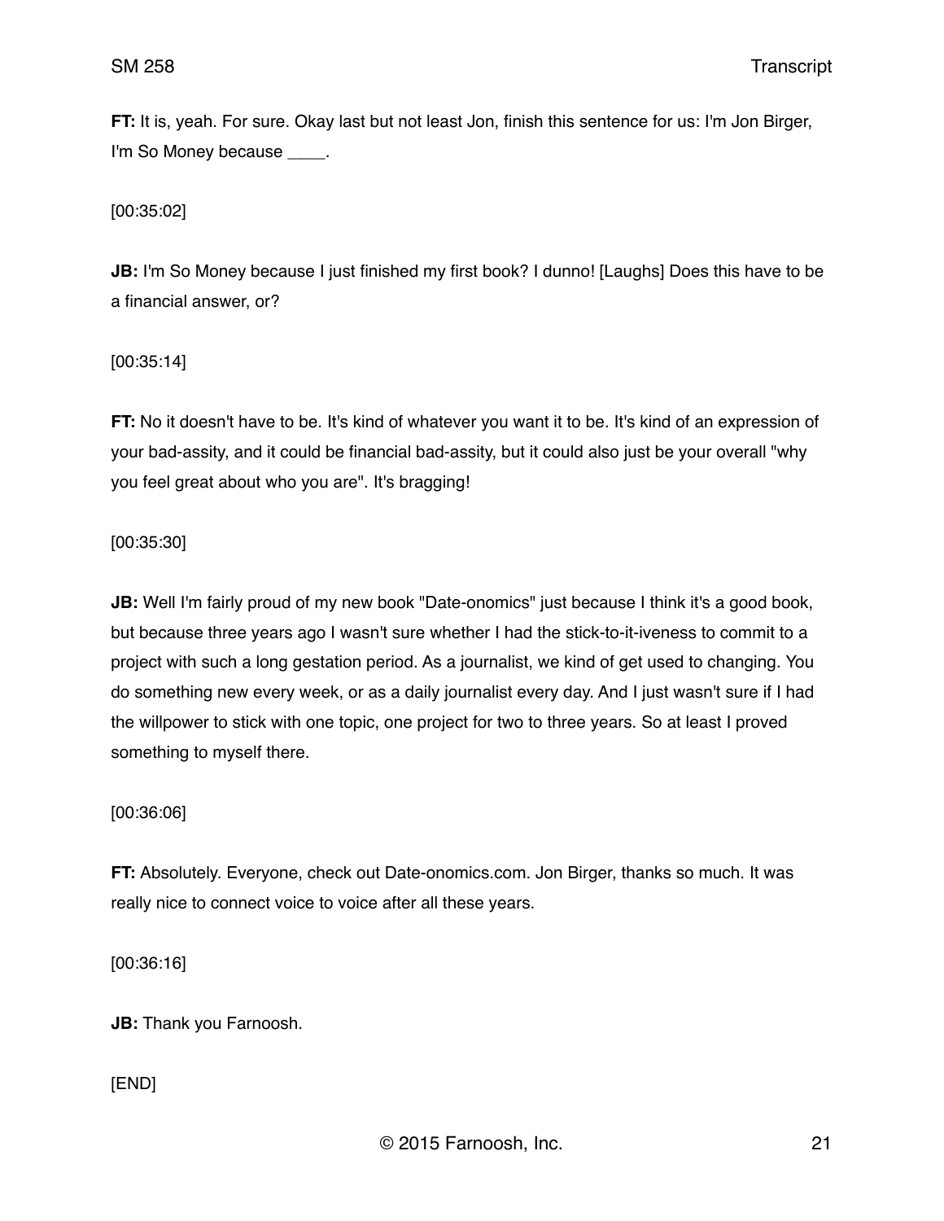**FT:** It is, yeah. For sure. Okay last but not least Jon, finish this sentence for us: I'm Jon Birger, I'm So Money because ____.

[00:35:02]

**JB:** I'm So Money because I just finished my first book? I dunno! [Laughs] Does this have to be a financial answer, or?

[00:35:14]

**FT:** No it doesn't have to be. It's kind of whatever you want it to be. It's kind of an expression of your bad-assity, and it could be financial bad-assity, but it could also just be your overall "why you feel great about who you are". It's bragging!

[00:35:30]

**JB:** Well I'm fairly proud of my new book "Date-onomics" just because I think it's a good book, but because three years ago I wasn't sure whether I had the stick-to-it-iveness to commit to a project with such a long gestation period. As a journalist, we kind of get used to changing. You do something new every week, or as a daily journalist every day. And I just wasn't sure if I had the willpower to stick with one topic, one project for two to three years. So at least I proved something to myself there.

[00:36:06]

**FT:** Absolutely. Everyone, check out Date-onomics.com. Jon Birger, thanks so much. It was really nice to connect voice to voice after all these years.

[00:36:16]

**JB:** Thank you Farnoosh.

[END]

© 2015 Farnoosh, Inc.